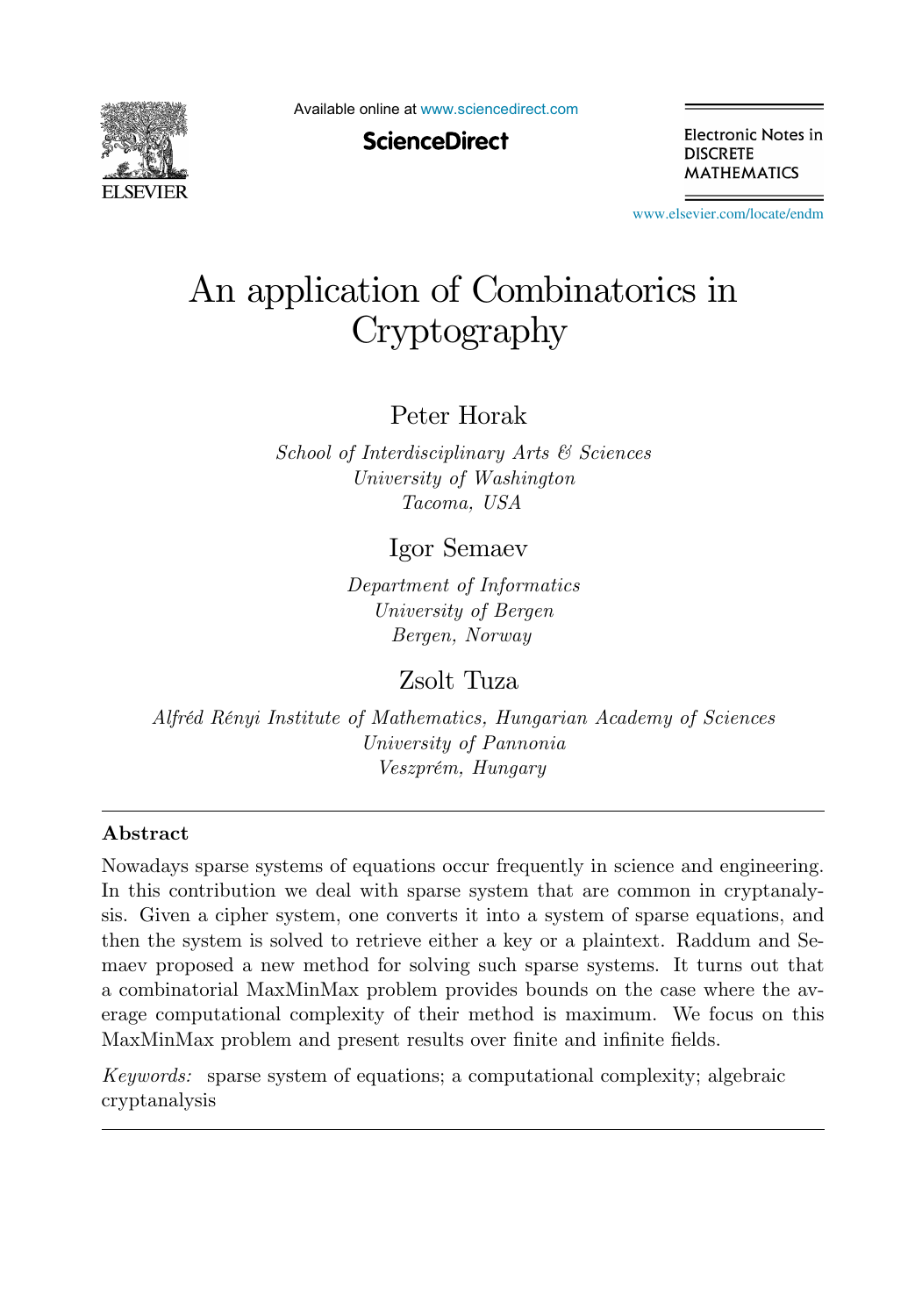# An application of Combinatorics in Cryptography

Peter Horak

*School of Interdisciplinary Arts & Sciences*
*University of Washington*
*Tacoma, USA*

Igor Semaev

*Department of Informatics*
*University of Bergen*
*Bergen, Norway*

Zsolt Tuza

*Alfréd Rényi Institute of Mathematics, Hungarian Academy of Sciences*
*University of Pannonia*
*Veszprém, Hungary*

## Abstract

Nowadays sparse systems of equations occur frequently in science and engineering. In this contribution we deal with sparse system that are common in cryptanalysis. Given a cipher system, one converts it into a system of sparse equations, and then the system is solved to retrieve either a key or a plaintext. Raddum and Semaev proposed a new method for solving such sparse systems. It turns out that a combinatorial MaxMinMax problem provides bounds on the case where the average computational complexity of their method is maximum. We focus on this MaxMinMax problem and present results over finite and infinite fields.

*Keywords:* sparse system of equations; a computational complexity; algebraic cryptanalysis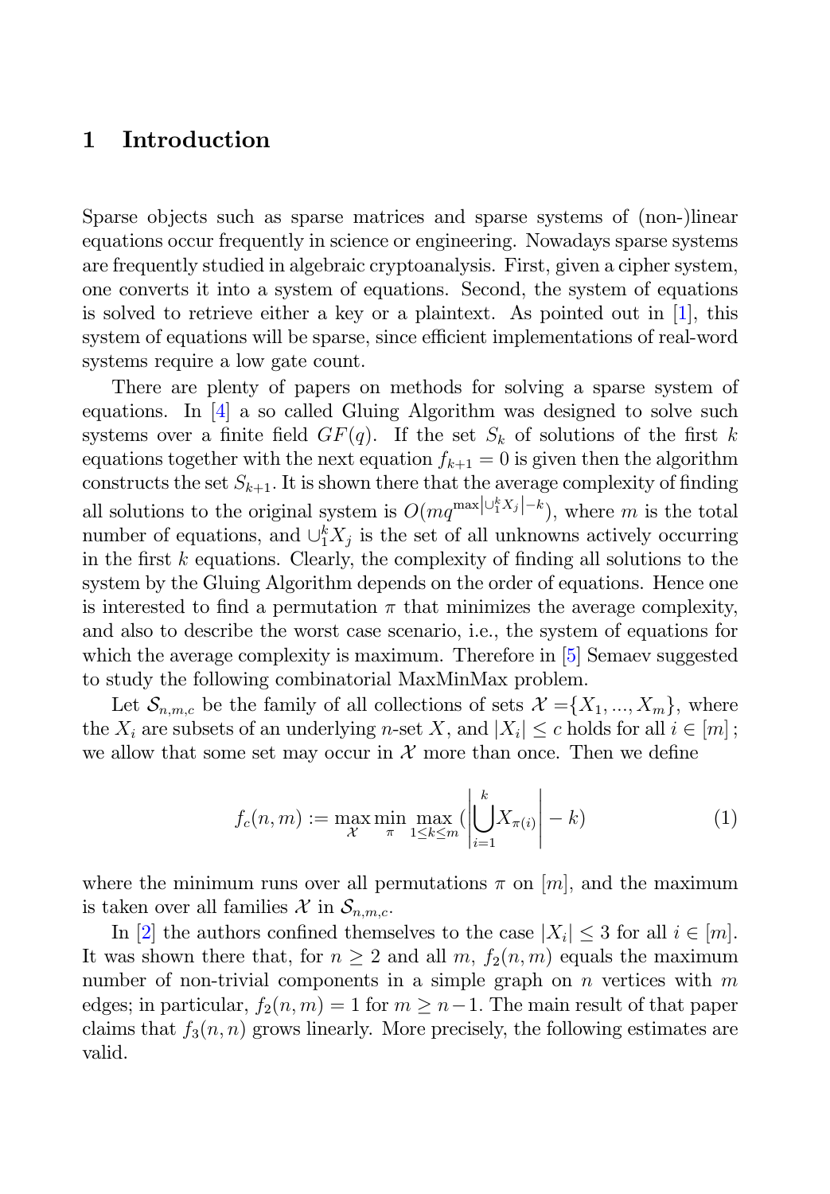## 1 Introduction

Sparse objects such as sparse matrices and sparse systems of (non-)linear equations occur frequently in science or engineering. Nowadays sparse systems are frequently studied in algebraic cryptoanalysis. First, given a cipher system, one converts it into a system of equations. Second, the system of equations is solved to retrieve either a key or a plaintext. As pointed out in [1], this system of equations will be sparse, since efficient implementations of real-word systems require a low gate count.

There are plenty of papers on methods for solving a sparse system of equations. In [4] a so called Gluing Algorithm was designed to solve such systems over a finite field $GF(q)$. If the set $S_k$ of solutions of the first $k$ equations together with the next equation $f_{k+1} = 0$ is given then the algorithm constructs the set $S_{k+1}$. It is shown there that the average complexity of finding all solutions to the original system is $O(mq^{\max|\cup_1^k X_j| - k})$, where $m$ is the total number of equations, and $\cup_1^k X_j$ is the set of all unknowns actively occurring in the first $k$ equations. Clearly, the complexity of finding all solutions to the system by the Gluing Algorithm depends on the order of equations. Hence one is interested to find a permutation $\pi$ that minimizes the average complexity, and also to describe the worst case scenario, i.e., the system of equations for which the average complexity is maximum. Therefore in [5] Semaev suggested to study the following combinatorial MaxMinMax problem.

Let $\mathcal{S}_{n,m,c}$ be the family of all collections of sets $\mathcal{X} = \{X_1, ..., X_m\}$, where the $X_i$ are subsets of an underlying $n$-set $X$, and $|X_i| \le c$ holds for all $i \in [m]$; we allow that some set may occur in $\mathcal{X}$ more than once. Then we define

$$f_c(n, m) := \max_{\mathcal{X}} \min_{\pi} \max_{1 \le k \le m} \left( \left| \bigcup_{i=1}^{k} X_{\pi(i)} \right| - k \right) \tag{1}$$

where the minimum runs over all permutations $\pi$ on $[m]$, and the maximum is taken over all families $\mathcal{X}$ in $\mathcal{S}_{n,m,c}$.

In [2] the authors confined themselves to the case $|X_i| \le 3$ for all $i \in [m]$. It was shown there that, for $n \ge 2$ and all $m$, $f_2(n, m)$ equals the maximum number of non-trivial components in a simple graph on $n$ vertices with $m$ edges; in particular, $f_2(n, m) = 1$ for $m \ge n - 1$. The main result of that paper claims that $f_3(n, n)$ grows linearly. More precisely, the following estimates are valid.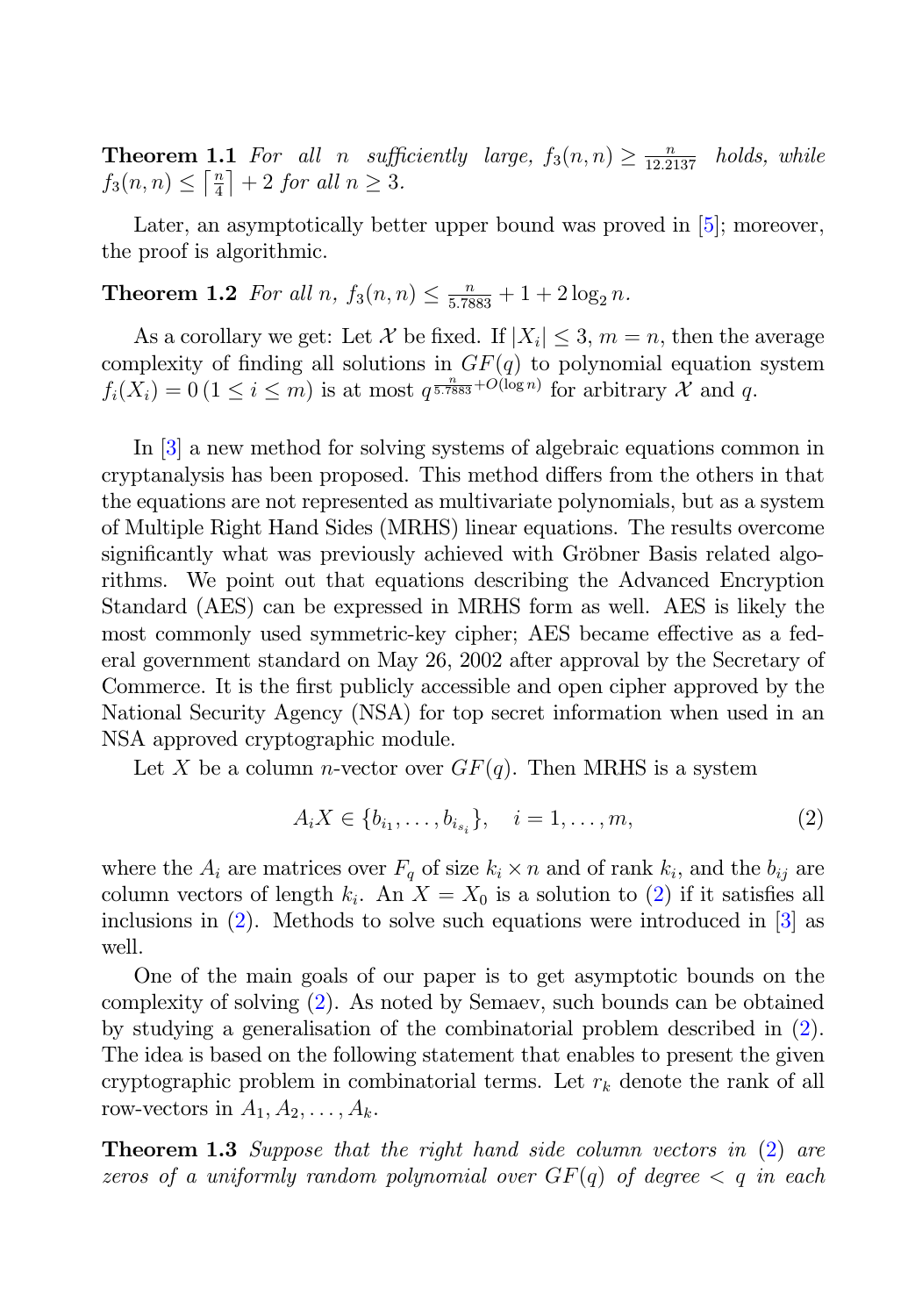**Theorem 1.1** *For all $n$ sufficiently large, $f_3(n,n) \geq \frac{n}{12.2137}$ holds, while $f_3(n,n) \leq \lceil \frac{n}{4} \rceil + 2$ for all $n \geq 3$.*

Later, an asymptotically better upper bound was proved in [5]; moreover, the proof is algorithmic.

**Theorem 1.2** *For all $n$, $f_3(n,n) \leq \frac{n}{5.7883} + 1 + 2\log_2 n$.*

As a corollary we get: Let $\mathcal{X}$ be fixed. If $|X_i| \leq 3$, $m = n$, then the average complexity of finding all solutions in $GF(q)$ to polynomial equation system $f_i(X_i) = 0 \, (1 \leq i \leq m)$ is at most $q^{\frac{n}{5.7883} + O(\log n)}$ for arbitrary $\mathcal{X}$ and $q$.

In [3] a new method for solving systems of algebraic equations common in cryptanalysis has been proposed. This method differs from the others in that the equations are not represented as multivariate polynomials, but as a system of Multiple Right Hand Sides (MRHS) linear equations. The results overcome significantly what was previously achieved with Gröbner Basis related algorithms. We point out that equations describing the Advanced Encryption Standard (AES) can be expressed in MRHS form as well. AES is likely the most commonly used symmetric-key cipher; AES became effective as a federal government standard on May 26, 2002 after approval by the Secretary of Commerce. It is the first publicly accessible and open cipher approved by the National Security Agency (NSA) for top secret information when used in an NSA approved cryptographic module.

Let $X$ be a column $n$-vector over $GF(q)$. Then MRHS is a system

$$A_i X \in \{b_{i_1}, \ldots, b_{i_{s_i}}\}, \quad i = 1, \ldots, m, \tag{2}$$

where the $A_i$ are matrices over $F_q$ of size $k_i \times n$ and of rank $k_i$, and the $b_{ij}$ are column vectors of length $k_i$. An $X = X_0$ is a solution to (2) if it satisfies all inclusions in (2). Methods to solve such equations were introduced in [3] as well.

One of the main goals of our paper is to get asymptotic bounds on the complexity of solving (2). As noted by Semaev, such bounds can be obtained by studying a generalisation of the combinatorial problem described in (2). The idea is based on the following statement that enables to present the given cryptographic problem in combinatorial terms. Let $r_k$ denote the rank of all row-vectors in $A_1, A_2, \ldots, A_k$.

**Theorem 1.3** *Suppose that the right hand side column vectors in (2) are zeros of a uniformly random polynomial over $GF(q)$ of degree $< q$ in each*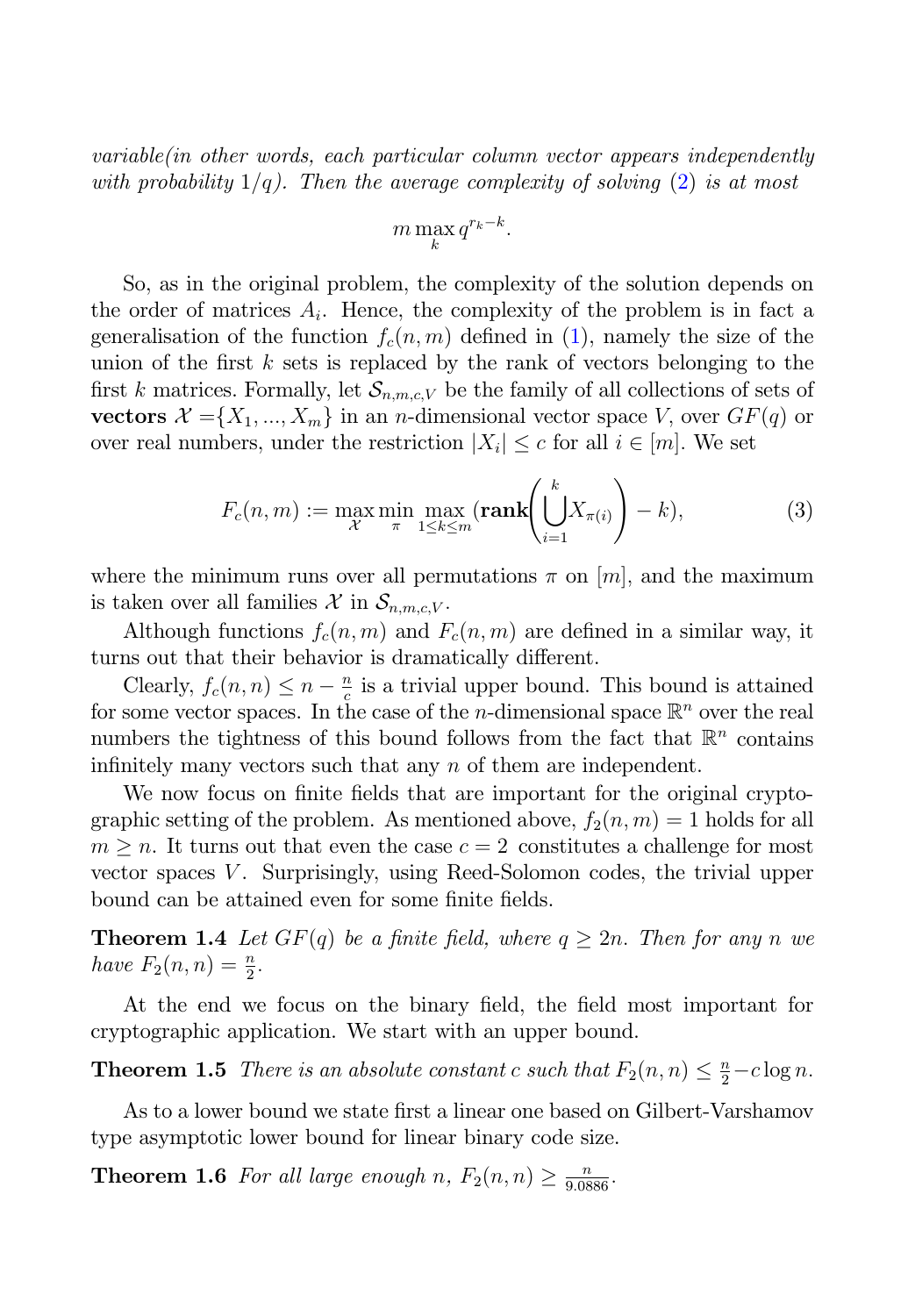*variable(in other words, each particular column vector appears independently with probability $1/q$). Then the average complexity of solving (2) is at most*

$$m \max_k q^{r_k - k}.$$

So, as in the original problem, the complexity of the solution depends on the order of matrices $A_i$. Hence, the complexity of the problem is in fact a generalisation of the function $f_c(n,m)$ defined in (1), namely the size of the union of the first $k$ sets is replaced by the rank of vectors belonging to the first $k$ matrices. Formally, let $\mathcal{S}_{n,m,c,V}$ be the family of all collections of sets of **vectors** $\mathcal{X} = \{X_1, ..., X_m\}$ in an $n$-dimensional vector space $V$, over $GF(q)$ or over real numbers, under the restriction $|X_i| \leq c$ for all $i \in [m]$. We set

$$F_c(n,m) := \max_{\mathcal{X}} \min_{\pi} \max_{1 \leq k \leq m} (\mathbf{rank}\Bigg(\bigcup_{i=1}^{k} X_{\pi(i)}\Bigg) - k), \tag{3}$$

where the minimum runs over all permutations $\pi$ on $[m]$, and the maximum is taken over all families $\mathcal{X}$ in $\mathcal{S}_{n,m,c,V}$.

Although functions $f_c(n,m)$ and $F_c(n,m)$ are defined in a similar way, it turns out that their behavior is dramatically different.

Clearly, $f_c(n,n) \leq n - \frac{n}{c}$ is a trivial upper bound. This bound is attained for some vector spaces. In the case of the $n$-dimensional space $\mathbb{R}^n$ over the real numbers the tightness of this bound follows from the fact that $\mathbb{R}^n$ contains infinitely many vectors such that any $n$ of them are independent.

We now focus on finite fields that are important for the original cryptographic setting of the problem. As mentioned above, $f_2(n,m) = 1$ holds for all $m \geq n$. It turns out that even the case $c = 2$ constitutes a challenge for most vector spaces $V$. Surprisingly, using Reed-Solomon codes, the trivial upper bound can be attained even for some finite fields.

**Theorem 1.4** *Let $GF(q)$ be a finite field, where $q \geq 2n$. Then for any $n$ we have $F_2(n,n) = \frac{n}{2}$.*

At the end we focus on the binary field, the field most important for cryptographic application. We start with an upper bound.

**Theorem 1.5** *There is an absolute constant $c$ such that $F_2(n,n) \leq \frac{n}{2} - c\log n$.*

As to a lower bound we state first a linear one based on Gilbert-Varshamov type asymptotic lower bound for linear binary code size.

**Theorem 1.6** *For all large enough $n$, $F_2(n,n) \geq \frac{n}{9.0886}$.*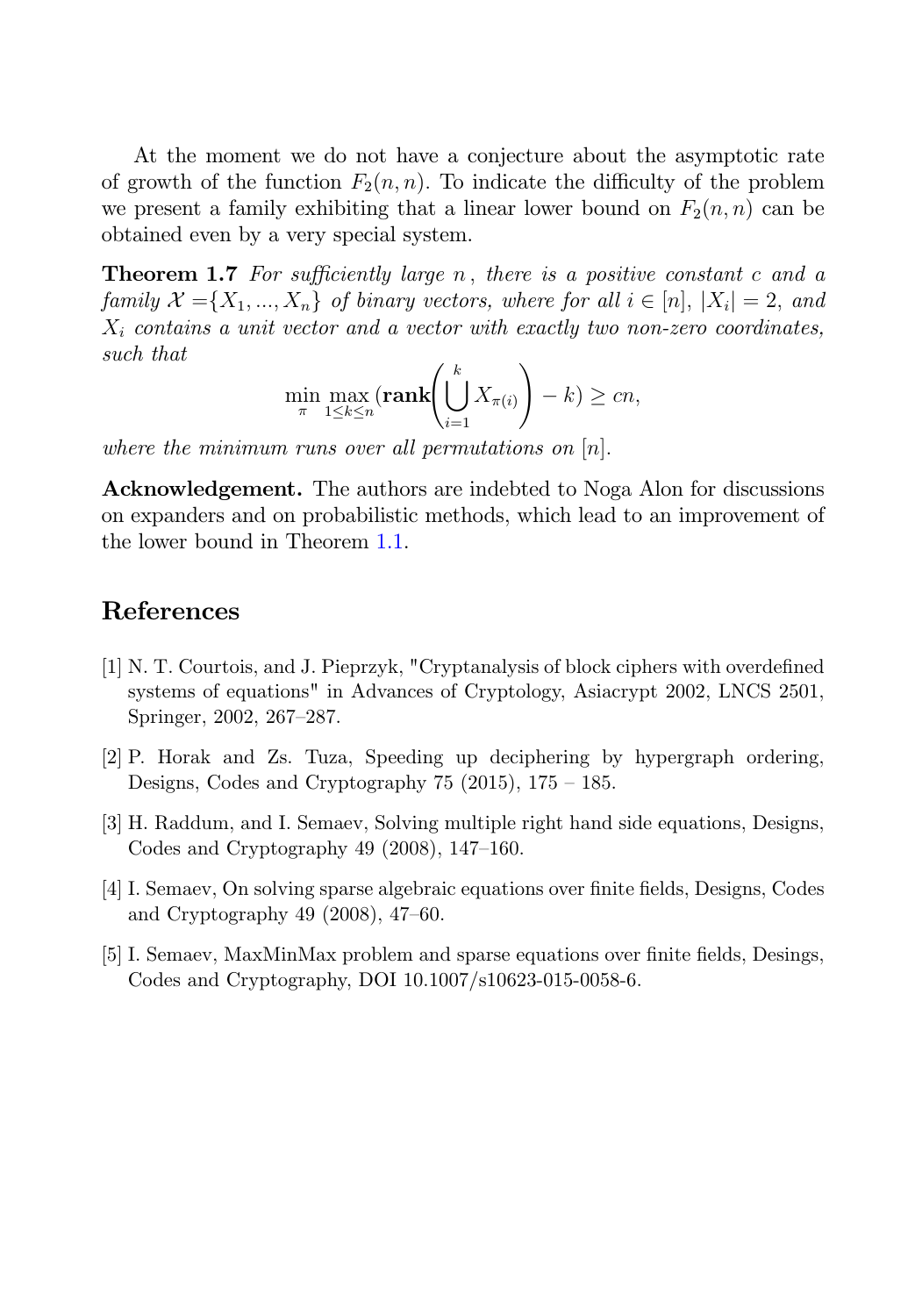At the moment we do not have a conjecture about the asymptotic rate of growth of the function $F_2(n,n)$. To indicate the difficulty of the problem we present a family exhibiting that a linear lower bound on $F_2(n,n)$ can be obtained even by a very special system.

**Theorem 1.7** *For sufficiently large $n$, there is a positive constant $c$ and a family $\mathcal{X} = \{X_1, ..., X_n\}$ of binary vectors, where for all $i \in [n]$, $|X_i| = 2$, and $X_i$ contains a unit vector and a vector with exactly two non-zero coordinates, such that*

$$\min_{\pi} \max_{1 \leq k \leq n} (\mathbf{rank}\left(\bigcup_{i=1}^{k} X_{\pi(i)}\right) - k) \geq cn,$$

*where the minimum runs over all permutations on $[n]$.*

**Acknowledgement.** The authors are indebted to Noga Alon for discussions on expanders and on probabilistic methods, which lead to an improvement of the lower bound in Theorem 1.1.

## References

[1] N. T. Courtois, and J. Pieprzyk, "Cryptanalysis of block ciphers with overdefined systems of equations" in Advances of Cryptology, Asiacrypt 2002, LNCS 2501, Springer, 2002, 267–287.

[2] P. Horak and Zs. Tuza, Speeding up deciphering by hypergraph ordering, Designs, Codes and Cryptography 75 (2015), 175 – 185.

[3] H. Raddum, and I. Semaev, Solving multiple right hand side equations, Designs, Codes and Cryptography 49 (2008), 147–160.

[4] I. Semaev, On solving sparse algebraic equations over finite fields, Designs, Codes and Cryptography 49 (2008), 47–60.

[5] I. Semaev, MaxMinMax problem and sparse equations over finite fields, Desings, Codes and Cryptography, DOI 10.1007/s10623-015-0058-6.